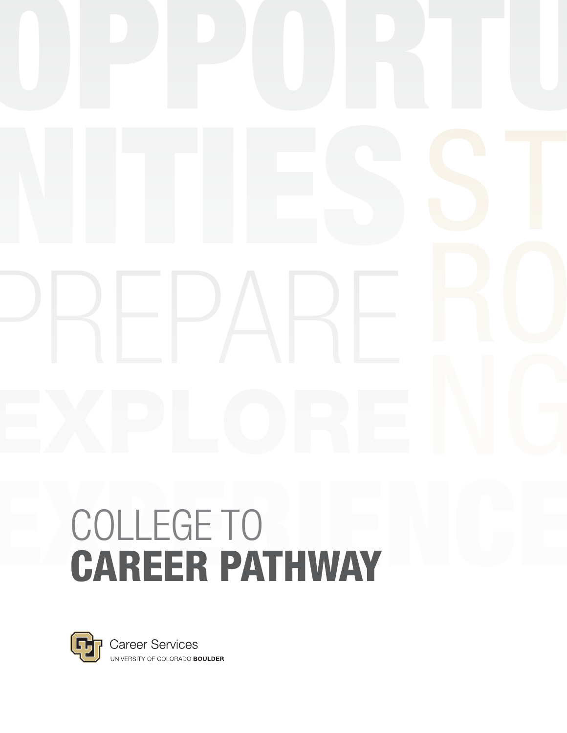# COLLEGE TO
# CAREER PATHWAY

Career Services
UNIVERSITY OF COLORADO **BOULDER**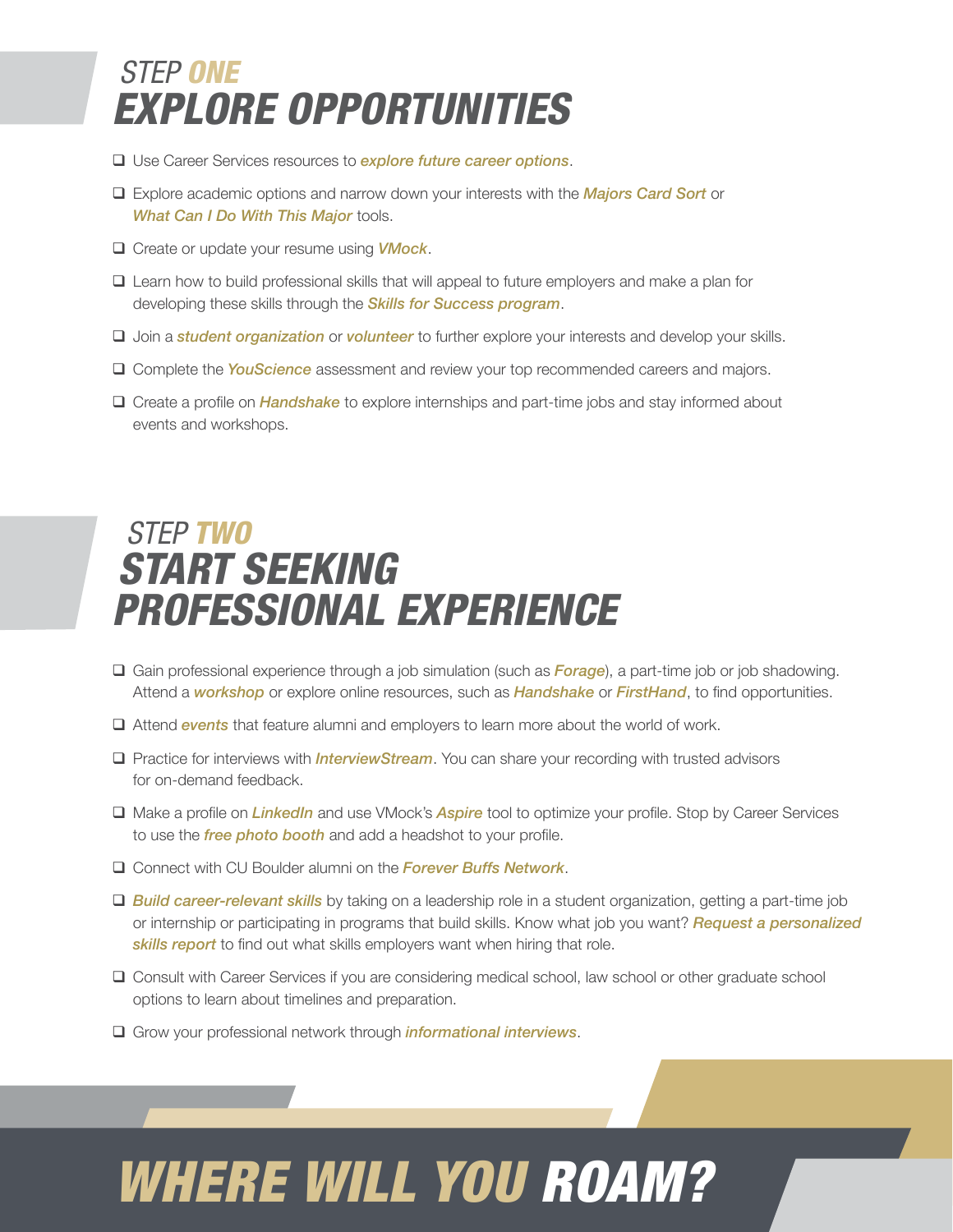## STEP ONE
# EXPLORE OPPORTUNITIES

- ❑ Use Career Services resources to ***explore future career options***.
- ❑ Explore academic options and narrow down your interests with the ***Majors Card Sort*** or ***What Can I Do With This Major*** tools.
- ❑ Create or update your resume using ***VMock***.
- ❑ Learn how to build professional skills that will appeal to future employers and make a plan for developing these skills through the ***Skills for Success program***.
- ❑ Join a ***student organization*** or ***volunteer*** to further explore your interests and develop your skills.
- ❑ Complete the ***YouScience*** assessment and review your top recommended careers and majors.
- ❑ Create a profile on ***Handshake*** to explore internships and part-time jobs and stay informed about events and workshops.

## STEP TWO
# START SEEKING PROFESSIONAL EXPERIENCE

- ❑ Gain professional experience through a job simulation (such as ***Forage***), a part-time job or job shadowing. Attend a ***workshop*** or explore online resources, such as ***Handshake*** or ***FirstHand***, to find opportunities.
- ❑ Attend ***events*** that feature alumni and employers to learn more about the world of work.
- ❑ Practice for interviews with ***InterviewStream***. You can share your recording with trusted advisors for on-demand feedback.
- ❑ Make a profile on ***LinkedIn*** and use VMock's ***Aspire*** tool to optimize your profile. Stop by Career Services to use the ***free photo booth*** and add a headshot to your profile.
- ❑ Connect with CU Boulder alumni on the ***Forever Buffs Network***.
- ❑ ***Build career-relevant skills*** by taking on a leadership role in a student organization, getting a part-time job or internship or participating in programs that build skills. Know what job you want? ***Request a personalized skills report*** to find out what skills employers want when hiring that role.
- ❑ Consult with Career Services if you are considering medical school, law school or other graduate school options to learn about timelines and preparation.
- ❑ Grow your professional network through ***informational interviews***.

# WHERE WILL YOU ROAM?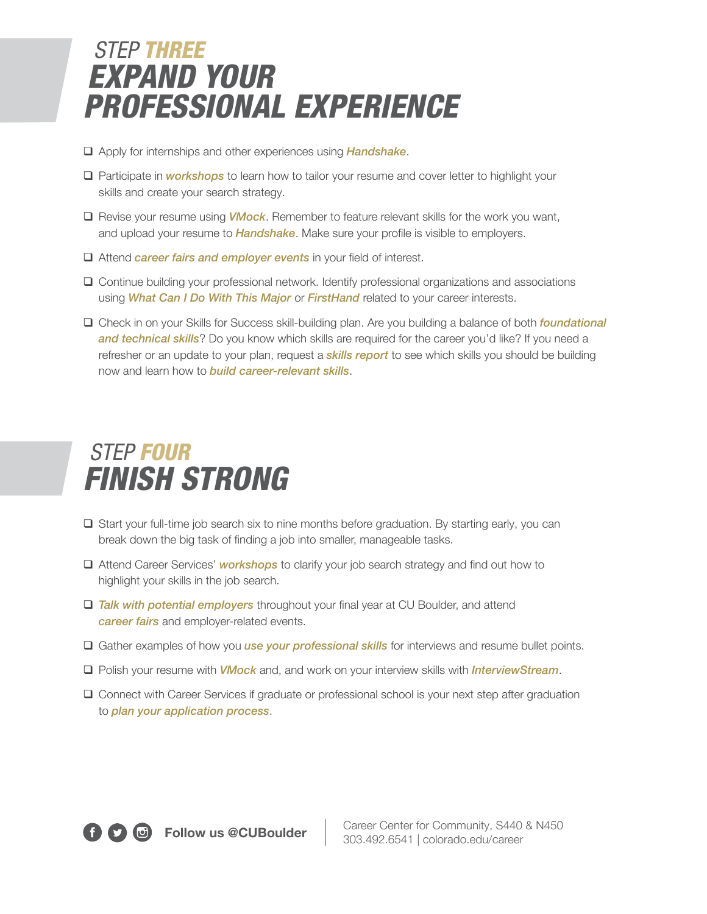# STEP THREE
# EXPAND YOUR PROFESSIONAL EXPERIENCE

- ❑ Apply for internships and other experiences using ***Handshake***.
- ❑ Participate in ***workshops*** to learn how to tailor your resume and cover letter to highlight your skills and create your search strategy.
- ❑ Revise your resume using ***VMock***. Remember to feature relevant skills for the work you want, and upload your resume to ***Handshake***. Make sure your profile is visible to employers.
- ❑ Attend ***career fairs and employer events*** in your field of interest.
- ❑ Continue building your professional network. Identify professional organizations and associations using ***What Can I Do With This Major*** or ***FirstHand*** related to your career interests.
- ❑ Check in on your Skills for Success skill-building plan. Are you building a balance of both ***foundational and technical skills***? Do you know which skills are required for the career you'd like? If you need a refresher or an update to your plan, request a ***skills report*** to see which skills you should be building now and learn how to ***build career-relevant skills***.

# STEP FOUR
# FINISH STRONG

- ❑ Start your full-time job search six to nine months before graduation. By starting early, you can break down the big task of finding a job into smaller, manageable tasks.
- ❑ Attend Career Services' ***workshops*** to clarify your job search strategy and find out how to highlight your skills in the job search.
- ❑ ***Talk with potential employers*** throughout your final year at CU Boulder, and attend ***career fairs*** and employer-related events.
- ❑ Gather examples of how you ***use your professional skills*** for interviews and resume bullet points.
- ❑ Polish your resume with ***VMock*** and, and work on your interview skills with ***InterviewStream***.
- ❑ Connect with Career Services if graduate or professional school is your next step after graduation to ***plan your application process***.

**Follow us @CUBoulder**

Career Center for Community, S440 & N450
303.492.6541 | colorado.edu/career